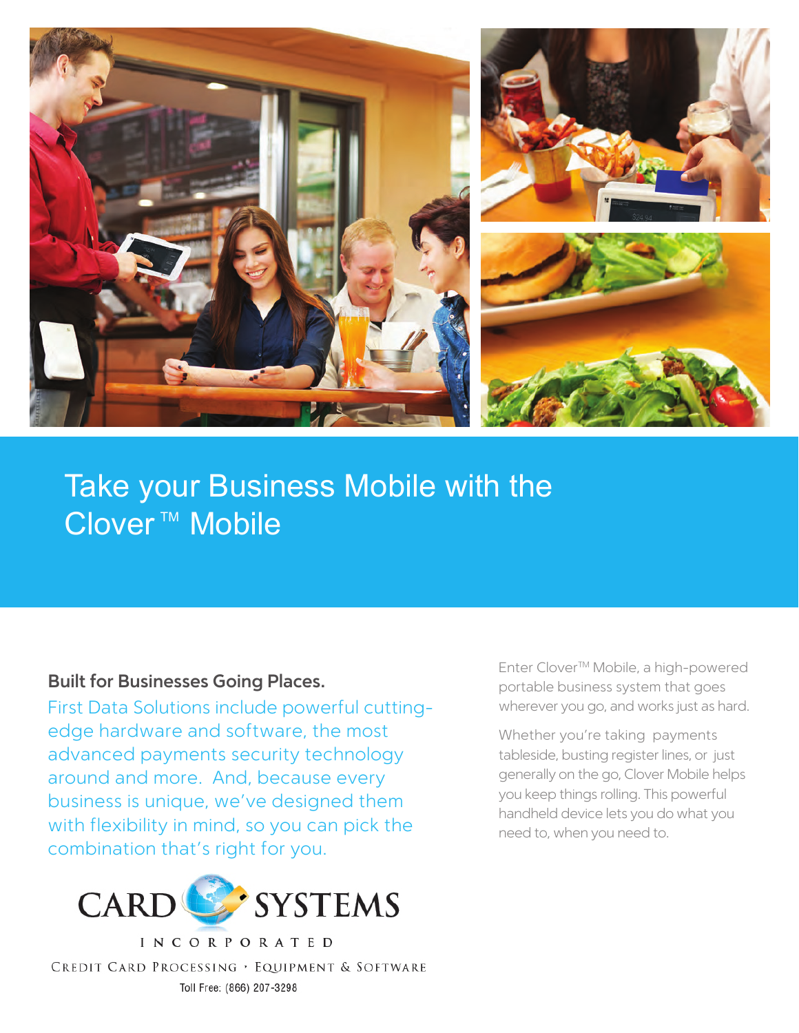# Take your Business Mobile with the Clover ™ Mobile

## Built for Businesses Going Places.

First Data Solutions include powerful cutting-edge hardware and software, the most advanced payments security technology around and more. And, because every business is unique, we've designed them with flexibility in mind, so you can pick the combination that's right for you.

Enter Clover™ Mobile, a high-powered portable business system that goes wherever you go, and works just as hard.

Whether you're taking payments tableside, busting register lines, or just generally on the go, Clover Mobile helps you keep things rolling. This powerful handheld device lets you do what you need to, when you need to.

CARD SYSTEMS INCORPORATED

CREDIT CARD PROCESSING • EQUIPMENT & SOFTWARE

Toll Free: (866) 207-3298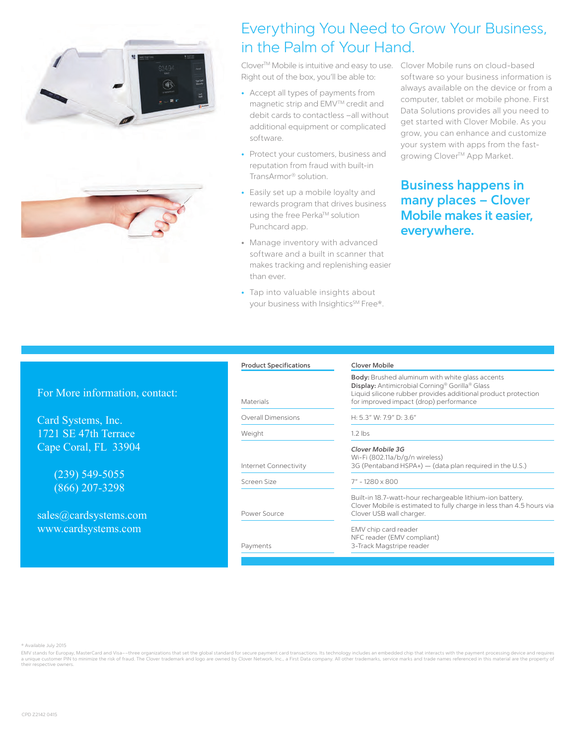# Everything You Need to Grow Your Business, in the Palm of Your Hand.

Clover™ Mobile is intuitive and easy to use. Right out of the box, you'll be able to:

- Accept all types of payments from magnetic strip and EMV™ credit and debit cards to contactless –all without additional equipment or complicated software.
- Protect your customers, business and reputation from fraud with built-in TransArmor® solution.
- Easily set up a mobile loyalty and rewards program that drives business using the free Perka™ solution Punchcard app.
- Manage inventory with advanced software and a built in scanner that makes tracking and replenishing easier than ever.
- Tap into valuable insights about your business with Insights℠ Free*.

Clover Mobile runs on cloud-based software so your business information is always available on the device or from a computer, tablet or mobile phone. First Data Solutions provides all you need to get started with Clover Mobile. As you grow, you can enhance and customize your system with apps from the fast-growing Clover™ App Market.

## Business happens in many places – Clover Mobile makes it easier, everywhere.

For More information, contact:

Card Systems, Inc.
1721 SE 47th Terrace
Cape Coral, FL 33904

(239) 549-5055
(866) 207-3298

sales@cardsystems.com
www.cardsystems.com

| Product Specifications | Clover Mobile |
|---|---|
| Materials | **Body:** Brushed aluminum with white glass accents<br>**Display:** Antimicrobial Corning® Gorilla® Glass<br>Liquid silicone rubber provides additional product protection for improved impact (drop) performance |
| Overall Dimensions | H: 5.3" W: 7.9" D: 3.6" |
| Weight | 1.2 lbs |
| Internet Connectivity | ***Clover Mobile 3G***<br>Wi-Fi (802.11a/b/g/n wireless)<br>3G (Pentaband HSPA+) — (data plan required in the U.S.) |
| Screen Size | 7" - 1280 x 800 |
| Power Source | Built-in 18.7-watt-hour rechargeable lithium-ion battery.<br>Clover Mobile is estimated to fully charge in less than 4.5 hours via Clover USB wall charger. |
| Payments | EMV chip card reader<br>NFC reader (EMV compliant)<br>3-Track Magstripe reader |

\* Available July 2015

EMV stands for Europay, MasterCard and Visa––three organizations that set the global standard for secure payment card transactions. Its technology includes an embedded chip that interacts with the payment processing device and requires a unique customer PIN to minimize the risk of fraud. The Clover trademark and logo are owned by Clover Network, Inc., a First Data company. All other trademarks, service marks and trade names referenced in this material are the property of their respective owners.

CPD Z2142 0415